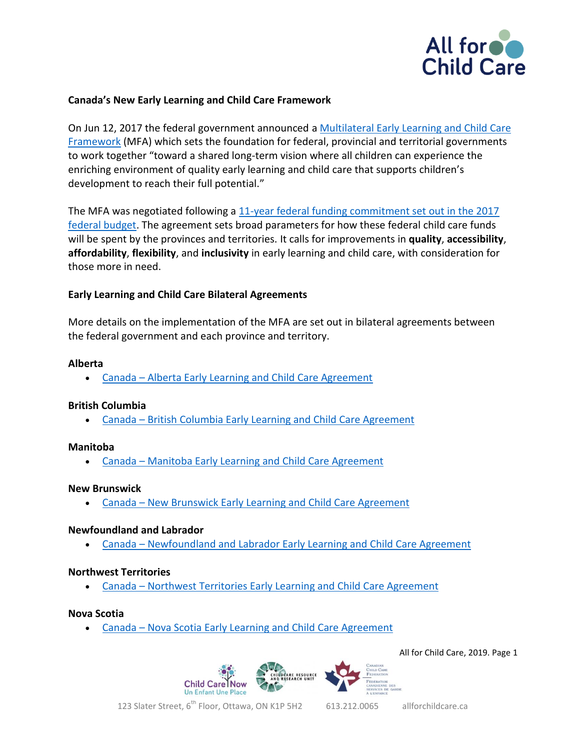### Canada's New Early Learning and Child Care Framework

On Jun 12, 2017 the federal government announced a [Multilateral Early Learning and Child Care Framework]() (MFA) which sets the foundation for federal, provincial and territorial governments to work together "toward a shared long-term vision where all children can experience the enriching environment of quality early learning and child care that supports children's development to reach their full potential."

The MFA was negotiated following a [11-year federal funding commitment set out in the 2017 federal budget](). The agreement sets broad parameters for how these federal child care funds will be spent by the provinces and territories. It calls for improvements in **quality**, **accessibility**, **affordability**, **flexibility**, and **inclusivity** in early learning and child care, with consideration for those more in need.

### Early Learning and Child Care Bilateral Agreements

More details on the implementation of the MFA are set out in bilateral agreements between the federal government and each province and territory.

**Alberta**

- [Canada – Alberta Early Learning and Child Care Agreement]()

**British Columbia**

- [Canada – British Columbia Early Learning and Child Care Agreement]()

**Manitoba**

- [Canada – Manitoba Early Learning and Child Care Agreement]()

**New Brunswick**

- [Canada – New Brunswick Early Learning and Child Care Agreement]()

**Newfoundland and Labrador**

- [Canada – Newfoundland and Labrador Early Learning and Child Care Agreement]()

**Northwest Territories**

- [Canada – Northwest Territories Early Learning and Child Care Agreement]()

**Nova Scotia**

- [Canada – Nova Scotia Early Learning and Child Care Agreement]()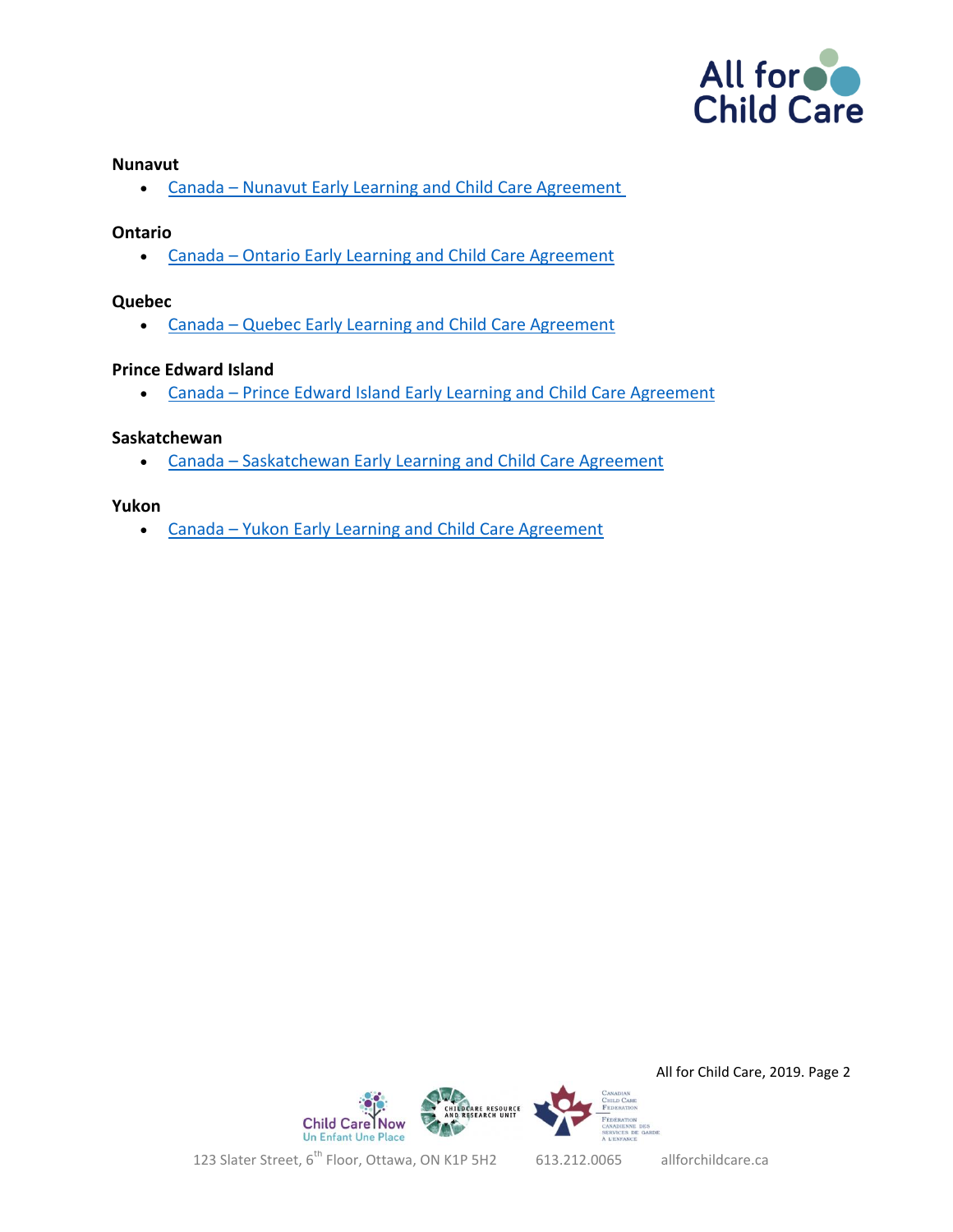**Nunavut**

- Canada – Nunavut Early Learning and Child Care Agreement

**Ontario**

- Canada – Ontario Early Learning and Child Care Agreement

**Quebec**

- Canada – Quebec Early Learning and Child Care Agreement

**Prince Edward Island**

- Canada – Prince Edward Island Early Learning and Child Care Agreement

**Saskatchewan**

- Canada – Saskatchewan Early Learning and Child Care Agreement

**Yukon**

- Canada – Yukon Early Learning and Child Care Agreement